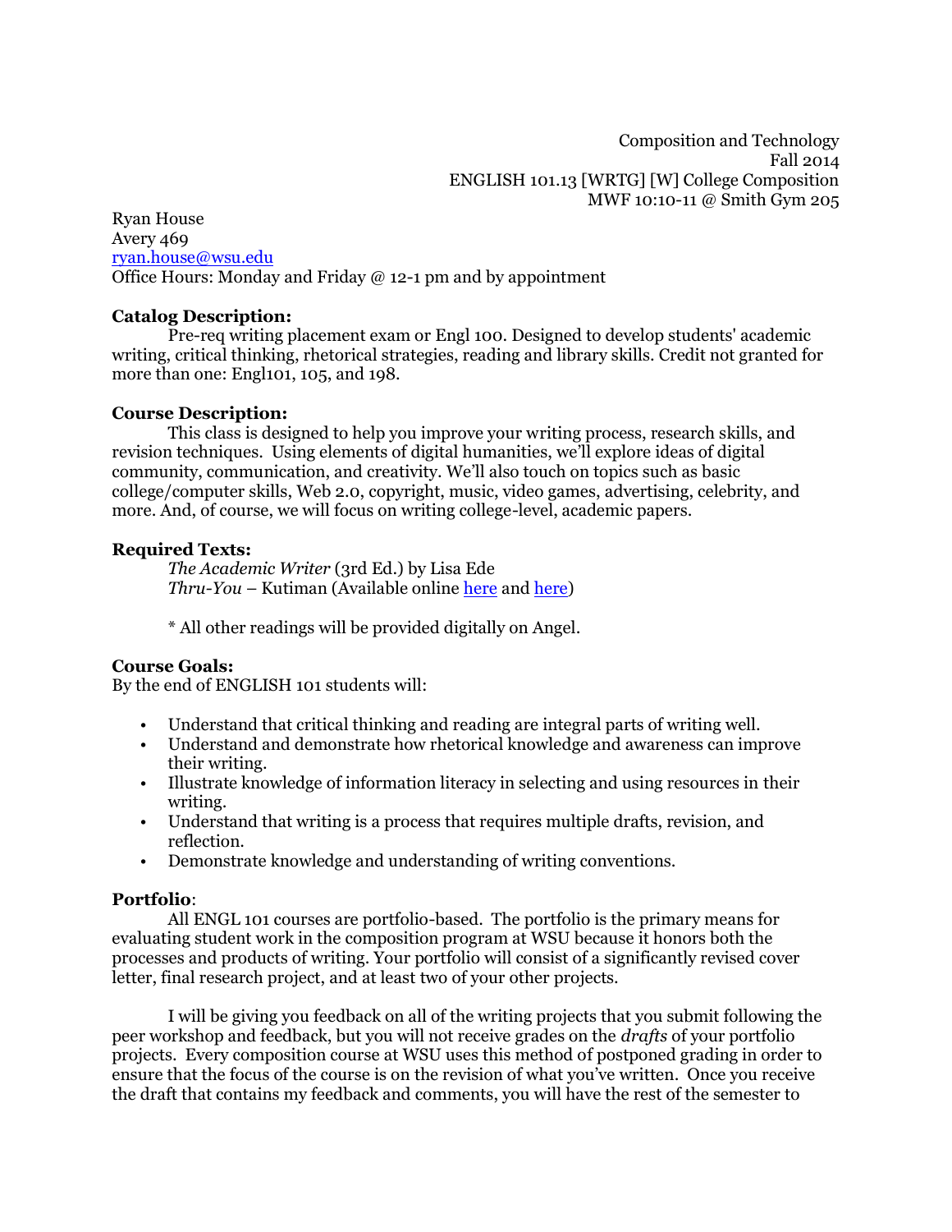Composition and Technology
Fall 2014
ENGLISH 101.13 [WRTG] [W] College Composition
MWF 10:10-11 @ Smith Gym 205

Ryan House
Avery 469
ryan.house@wsu.edu
Office Hours: Monday and Friday @ 12-1 pm and by appointment

**Catalog Description:**

Pre-req writing placement exam or Engl 100. Designed to develop students' academic writing, critical thinking, rhetorical strategies, reading and library skills. Credit not granted for more than one: Engl101, 105, and 198.

**Course Description:**

This class is designed to help you improve your writing process, research skills, and revision techniques. Using elements of digital humanities, we'll explore ideas of digital community, communication, and creativity. We'll also touch on topics such as basic college/computer skills, Web 2.0, copyright, music, video games, advertising, celebrity, and more. And, of course, we will focus on writing college-level, academic papers.

**Required Texts:**

*The Academic Writer* (3rd Ed.) by Lisa Ede
*Thru-You* – Kutiman (Available online here and here)

\* All other readings will be provided digitally on Angel.

**Course Goals:**

By the end of ENGLISH 101 students will:

- Understand that critical thinking and reading are integral parts of writing well.
- Understand and demonstrate how rhetorical knowledge and awareness can improve their writing.
- Illustrate knowledge of information literacy in selecting and using resources in their writing.
- Understand that writing is a process that requires multiple drafts, revision, and reflection.
- Demonstrate knowledge and understanding of writing conventions.

**Portfolio**:

All ENGL 101 courses are portfolio-based. The portfolio is the primary means for evaluating student work in the composition program at WSU because it honors both the processes and products of writing. Your portfolio will consist of a significantly revised cover letter, final research project, and at least two of your other projects.

I will be giving you feedback on all of the writing projects that you submit following the peer workshop and feedback, but you will not receive grades on the *drafts* of your portfolio projects. Every composition course at WSU uses this method of postponed grading in order to ensure that the focus of the course is on the revision of what you've written. Once you receive the draft that contains my feedback and comments, you will have the rest of the semester to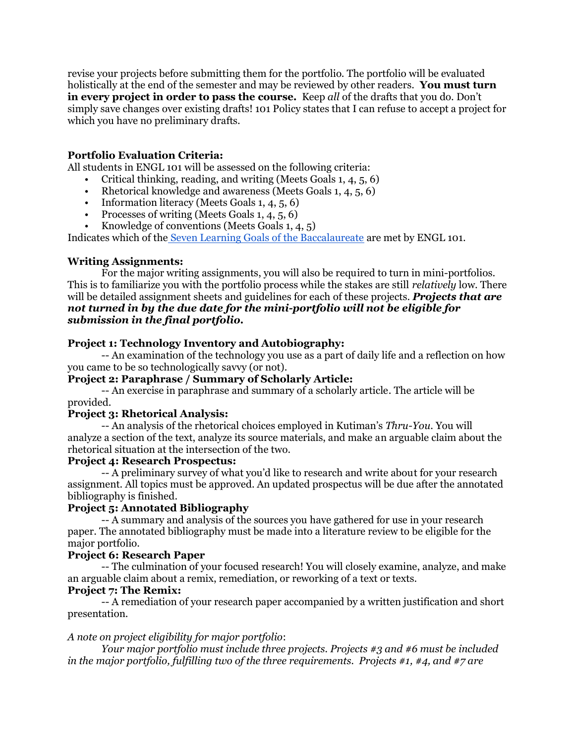revise your projects before submitting them for the portfolio. The portfolio will be evaluated holistically at the end of the semester and may be reviewed by other readers. **You must turn in every project in order to pass the course.** Keep *all* of the drafts that you do. Don't simply save changes over existing drafts! 101 Policy states that I can refuse to accept a project for which you have no preliminary drafts.

**Portfolio Evaluation Criteria:**

All students in ENGL 101 will be assessed on the following criteria:

- Critical thinking, reading, and writing (Meets Goals 1, 4, 5, 6)
- Rhetorical knowledge and awareness (Meets Goals 1, 4, 5, 6)
- Information literacy (Meets Goals 1, 4, 5, 6)
- Processes of writing (Meets Goals 1, 4, 5, 6)
- Knowledge of conventions (Meets Goals 1, 4, 5)

Indicates which of the Seven Learning Goals of the Baccalaureate are met by ENGL 101.

**Writing Assignments:**

For the major writing assignments, you will also be required to turn in mini-portfolios. This is to familiarize you with the portfolio process while the stakes are still *relatively* low. There will be detailed assignment sheets and guidelines for each of these projects. ***Projects that are not turned in by the due date for the mini-portfolio will not be eligible for submission in the final portfolio.***

**Project 1: Technology Inventory and Autobiography:**

-- An examination of the technology you use as a part of daily life and a reflection on how you came to be so technologically savvy (or not).

**Project 2: Paraphrase / Summary of Scholarly Article:**

-- An exercise in paraphrase and summary of a scholarly article. The article will be provided.

**Project 3: Rhetorical Analysis:**

-- An analysis of the rhetorical choices employed in Kutiman's *Thru-You*. You will analyze a section of the text, analyze its source materials, and make an arguable claim about the rhetorical situation at the intersection of the two.

**Project 4: Research Prospectus:**

-- A preliminary survey of what you'd like to research and write about for your research assignment. All topics must be approved. An updated prospectus will be due after the annotated bibliography is finished.

**Project 5: Annotated Bibliography**

-- A summary and analysis of the sources you have gathered for use in your research paper. The annotated bibliography must be made into a literature review to be eligible for the major portfolio.

**Project 6: Research Paper**

-- The culmination of your focused research! You will closely examine, analyze, and make an arguable claim about a remix, remediation, or reworking of a text or texts.

**Project 7: The Remix:**

-- A remediation of your research paper accompanied by a written justification and short presentation.

*A note on project eligibility for major portfolio*:

*Your major portfolio must include three projects. Projects #3 and #6 must be included in the major portfolio, fulfilling two of the three requirements. Projects #1, #4, and #7 are*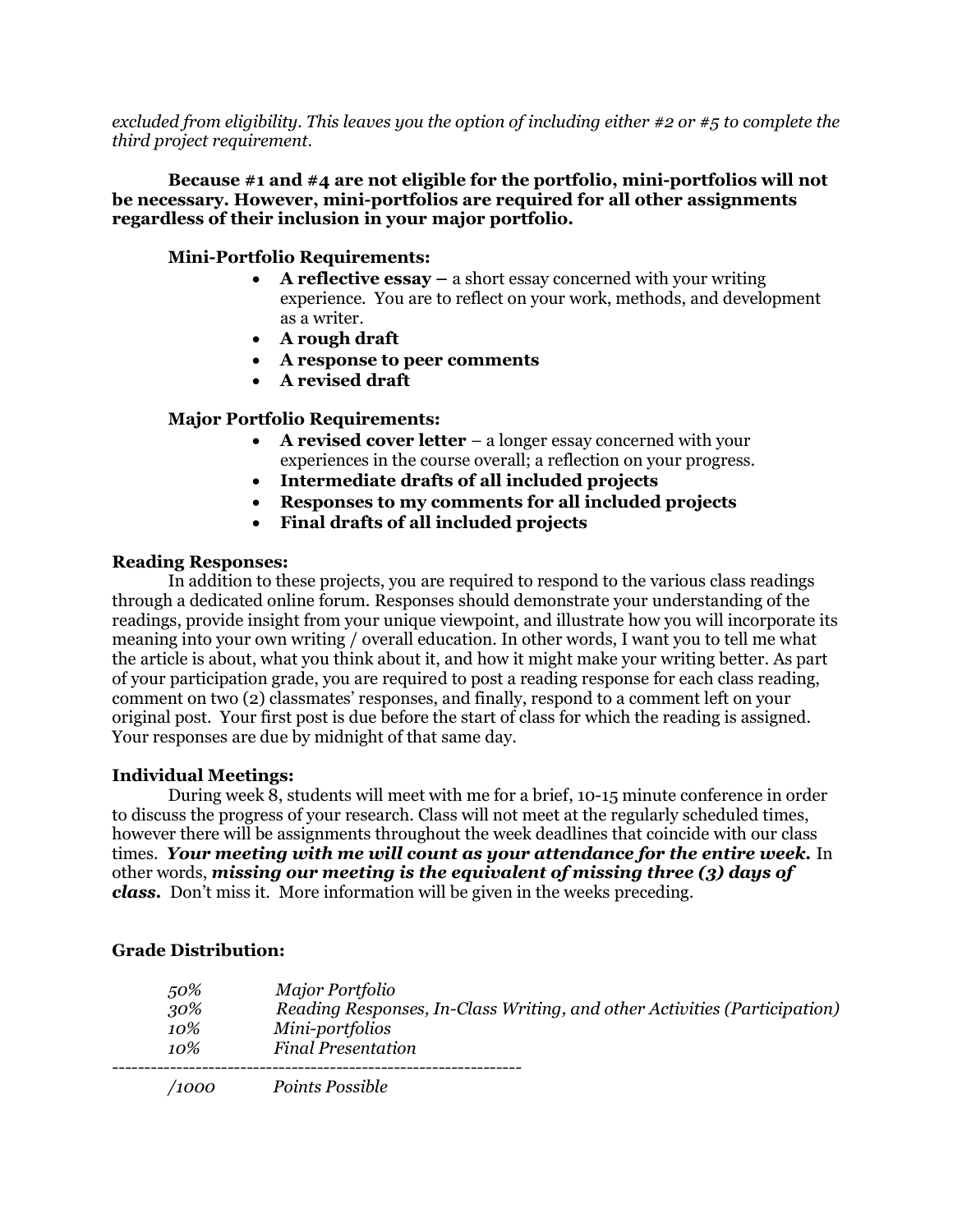*excluded from eligibility. This leaves you the option of including either #2 or #5 to complete the third project requirement.*

**Because #1 and #4 are not eligible for the portfolio, mini-portfolios will not be necessary. However, mini-portfolios are required for all other assignments regardless of their inclusion in your major portfolio.**

**Mini-Portfolio Requirements:**

- **A reflective essay –** a short essay concerned with your writing experience. You are to reflect on your work, methods, and development as a writer.
- **A rough draft**
- **A response to peer comments**
- **A revised draft**

**Major Portfolio Requirements:**

- **A revised cover letter** – a longer essay concerned with your experiences in the course overall; a reflection on your progress.
- **Intermediate drafts of all included projects**
- **Responses to my comments for all included projects**
- **Final drafts of all included projects**

### Reading Responses:

In addition to these projects, you are required to respond to the various class readings through a dedicated online forum. Responses should demonstrate your understanding of the readings, provide insight from your unique viewpoint, and illustrate how you will incorporate its meaning into your own writing / overall education. In other words, I want you to tell me what the article is about, what you think about it, and how it might make your writing better. As part of your participation grade, you are required to post a reading response for each class reading, comment on two (2) classmates' responses, and finally, respond to a comment left on your original post. Your first post is due before the start of class for which the reading is assigned. Your responses are due by midnight of that same day.

### Individual Meetings:

During week 8, students will meet with me for a brief, 10-15 minute conference in order to discuss the progress of your research. Class will not meet at the regularly scheduled times, however there will be assignments throughout the week deadlines that coincide with our class times. ***Your meeting with me will count as your attendance for the entire week.*** In other words, ***missing our meeting is the equivalent of missing three (3) days of class.*** Don't miss it. More information will be given in the weeks preceding.

### Grade Distribution:

| | |
|---|---|
| *50%* | *Major Portfolio* |
| *30%* | *Reading Responses, In-Class Writing, and other Activities (Participation)* |
| *10%* | *Mini-portfolios* |
| *10%* | *Final Presentation* |
| */1000* | *Points Possible* |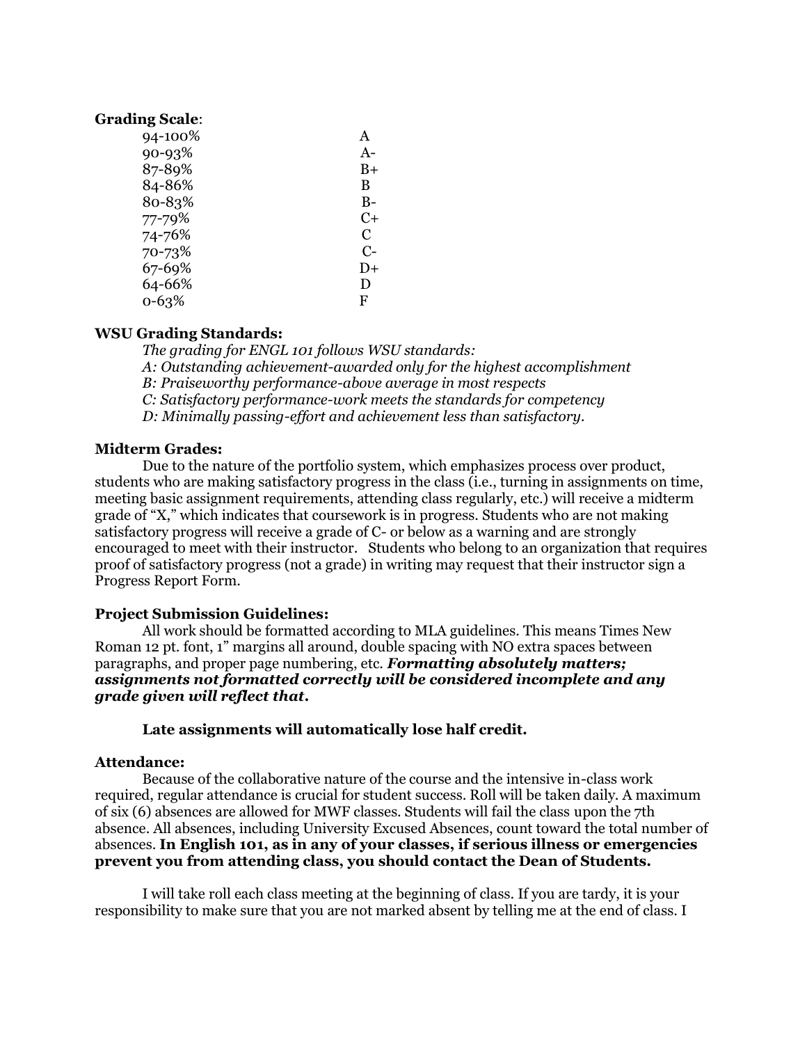**Grading Scale**:

| | |
|---|---|
| 94-100% | A |
| 90-93% | A- |
| 87-89% | B+ |
| 84-86% | B |
| 80-83% | B- |
| 77-79% | C+ |
| 74-76% | C |
| 70-73% | C- |
| 67-69% | D+ |
| 64-66% | D |
| 0-63% | F |

**WSU Grading Standards:**

*The grading for ENGL 101 follows WSU standards:*
*A: Outstanding achievement-awarded only for the highest accomplishment*
*B: Praiseworthy performance-above average in most respects*
*C: Satisfactory performance-work meets the standards for competency*
*D: Minimally passing-effort and achievement less than satisfactory.*

**Midterm Grades:**

Due to the nature of the portfolio system, which emphasizes process over product, students who are making satisfactory progress in the class (i.e., turning in assignments on time, meeting basic assignment requirements, attending class regularly, etc.) will receive a midterm grade of "X," which indicates that coursework is in progress. Students who are not making satisfactory progress will receive a grade of C- or below as a warning and are strongly encouraged to meet with their instructor. Students who belong to an organization that requires proof of satisfactory progress (not a grade) in writing may request that their instructor sign a Progress Report Form.

**Project Submission Guidelines:**

All work should be formatted according to MLA guidelines. This means Times New Roman 12 pt. font, 1" margins all around, double spacing with NO extra spaces between paragraphs, and proper page numbering, etc. ***Formatting absolutely matters; assignments not formatted correctly will be considered incomplete and any grade given will reflect that.***

**Late assignments will automatically lose half credit.**

**Attendance:**

Because of the collaborative nature of the course and the intensive in-class work required, regular attendance is crucial for student success. Roll will be taken daily. A maximum of six (6) absences are allowed for MWF classes. Students will fail the class upon the 7th absence. All absences, including University Excused Absences, count toward the total number of absences. **In English 101, as in any of your classes, if serious illness or emergencies prevent you from attending class, you should contact the Dean of Students.**

I will take roll each class meeting at the beginning of class. If you are tardy, it is your responsibility to make sure that you are not marked absent by telling me at the end of class. I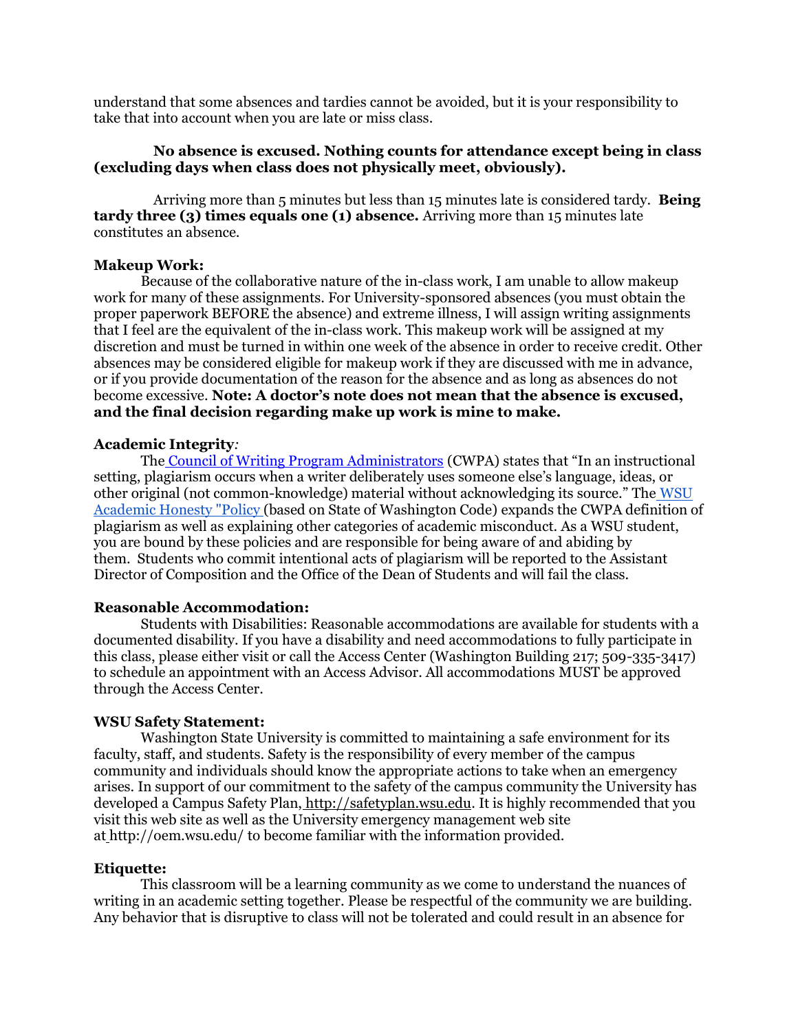understand that some absences and tardies cannot be avoided, but it is your responsibility to take that into account when you are late or miss class.

**No absence is excused. Nothing counts for attendance except being in class (excluding days when class does not physically meet, obviously).**

Arriving more than 5 minutes but less than 15 minutes late is considered tardy. **Being tardy three (3) times equals one (1) absence.** Arriving more than 15 minutes late constitutes an absence.

**Makeup Work:**

Because of the collaborative nature of the in-class work, I am unable to allow makeup work for many of these assignments. For University-sponsored absences (you must obtain the proper paperwork BEFORE the absence) and extreme illness, I will assign writing assignments that I feel are the equivalent of the in-class work. This makeup work will be assigned at my discretion and must be turned in within one week of the absence in order to receive credit. Other absences may be considered eligible for makeup work if they are discussed with me in advance, or if you provide documentation of the reason for the absence and as long as absences do not become excessive. **Note: A doctor's note does not mean that the absence is excused, and the final decision regarding make up work is mine to make.**

**Academic Integrity***:*

The Council of Writing Program Administrators (CWPA) states that "In an instructional setting, plagiarism occurs when a writer deliberately uses someone else's language, ideas, or other original (not common-knowledge) material without acknowledging its source." The WSU Academic Honesty "Policy (based on State of Washington Code) expands the CWPA definition of plagiarism as well as explaining other categories of academic misconduct. As a WSU student, you are bound by these policies and are responsible for being aware of and abiding by them. Students who commit intentional acts of plagiarism will be reported to the Assistant Director of Composition and the Office of the Dean of Students and will fail the class.

**Reasonable Accommodation:**

Students with Disabilities: Reasonable accommodations are available for students with a documented disability. If you have a disability and need accommodations to fully participate in this class, please either visit or call the Access Center (Washington Building 217; 509-335-3417) to schedule an appointment with an Access Advisor. All accommodations MUST be approved through the Access Center.

**WSU Safety Statement:**

Washington State University is committed to maintaining a safe environment for its faculty, staff, and students. Safety is the responsibility of every member of the campus community and individuals should know the appropriate actions to take when an emergency arises. In support of our commitment to the safety of the campus community the University has developed a Campus Safety Plan, http://safetyplan.wsu.edu. It is highly recommended that you visit this web site as well as the University emergency management web site at http://oem.wsu.edu/ to become familiar with the information provided.

**Etiquette:**

This classroom will be a learning community as we come to understand the nuances of writing in an academic setting together. Please be respectful of the community we are building. Any behavior that is disruptive to class will not be tolerated and could result in an absence for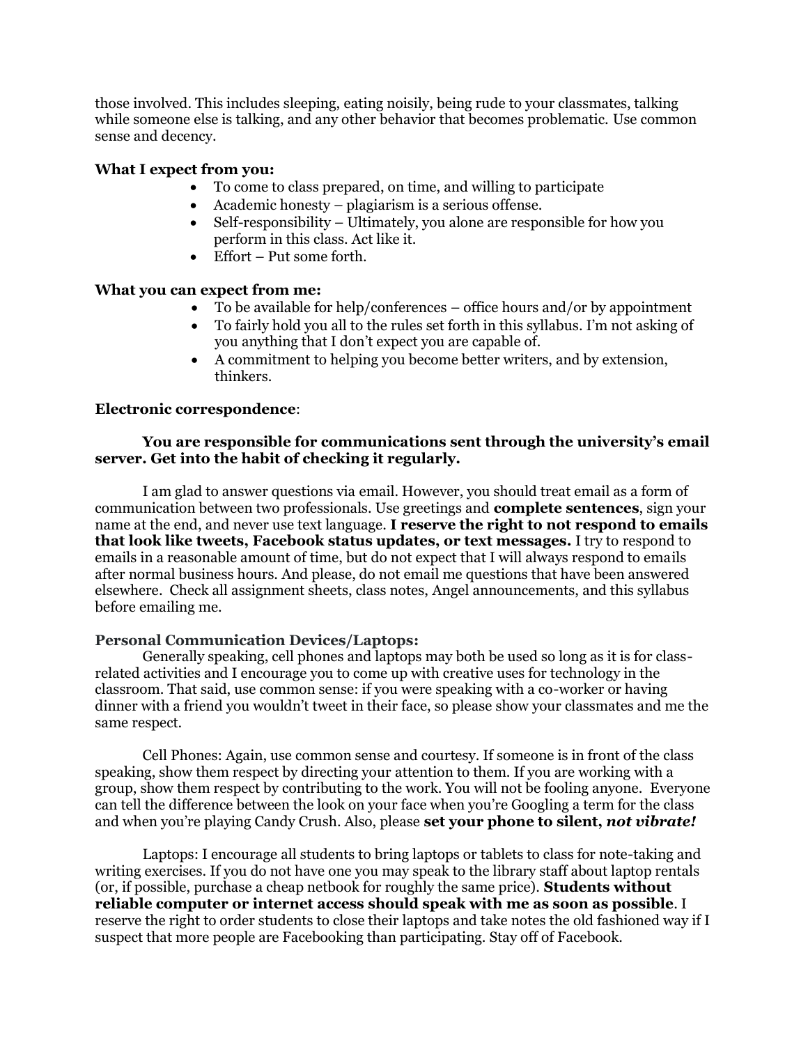those involved. This includes sleeping, eating noisily, being rude to your classmates, talking while someone else is talking, and any other behavior that becomes problematic. Use common sense and decency.

**What I expect from you:**

- To come to class prepared, on time, and willing to participate
- Academic honesty – plagiarism is a serious offense.
- Self-responsibility – Ultimately, you alone are responsible for how you perform in this class. Act like it.
- Effort – Put some forth.

**What you can expect from me:**

- To be available for help/conferences – office hours and/or by appointment
- To fairly hold you all to the rules set forth in this syllabus. I'm not asking of you anything that I don't expect you are capable of.
- A commitment to helping you become better writers, and by extension, thinkers.

**Electronic correspondence**:

**You are responsible for communications sent through the university's email server. Get into the habit of checking it regularly.**

I am glad to answer questions via email. However, you should treat email as a form of communication between two professionals. Use greetings and **complete sentences**, sign your name at the end, and never use text language. **I reserve the right to not respond to emails that look like tweets, Facebook status updates, or text messages.** I try to respond to emails in a reasonable amount of time, but do not expect that I will always respond to emails after normal business hours. And please, do not email me questions that have been answered elsewhere. Check all assignment sheets, class notes, Angel announcements, and this syllabus before emailing me.

**Personal Communication Devices/Laptops:**

Generally speaking, cell phones and laptops may both be used so long as it is for class-related activities and I encourage you to come up with creative uses for technology in the classroom. That said, use common sense: if you were speaking with a co-worker or having dinner with a friend you wouldn't tweet in their face, so please show your classmates and me the same respect.

Cell Phones: Again, use common sense and courtesy. If someone is in front of the class speaking, show them respect by directing your attention to them. If you are working with a group, show them respect by contributing to the work. You will not be fooling anyone. Everyone can tell the difference between the look on your face when you're Googling a term for the class and when you're playing Candy Crush. Also, please **set your phone to silent, *not vibrate!***

Laptops: I encourage all students to bring laptops or tablets to class for note-taking and writing exercises. If you do not have one you may speak to the library staff about laptop rentals (or, if possible, purchase a cheap netbook for roughly the same price). **Students without reliable computer or internet access should speak with me as soon as possible**. I reserve the right to order students to close their laptops and take notes the old fashioned way if I suspect that more people are Facebooking than participating. Stay off of Facebook.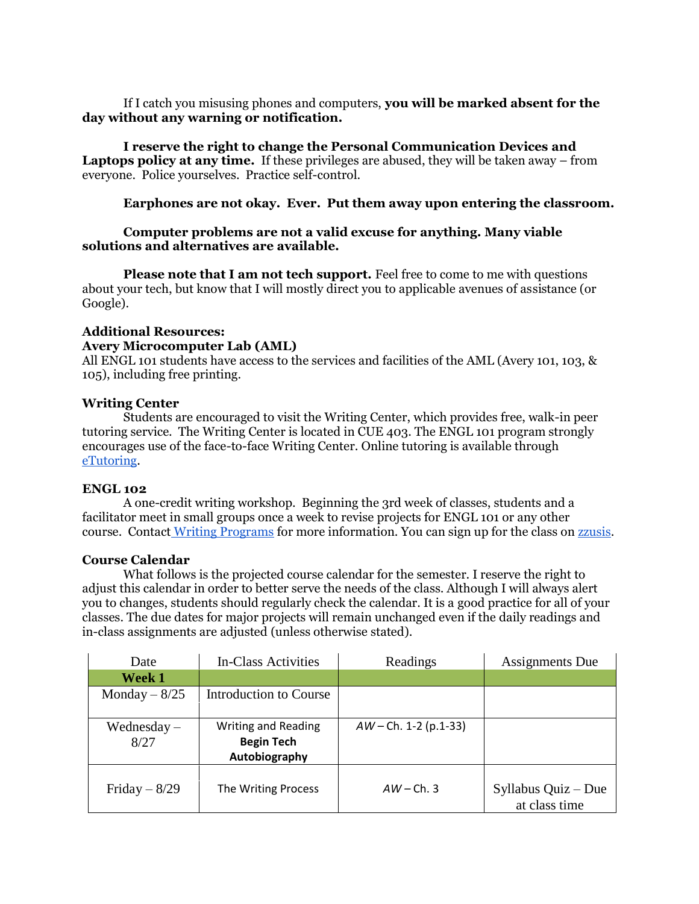If I catch you misusing phones and computers, **you will be marked absent for the day without any warning or notification.**

**I reserve the right to change the Personal Communication Devices and Laptops policy at any time.** If these privileges are abused, they will be taken away – from everyone. Police yourselves. Practice self-control.

**Earphones are not okay. Ever. Put them away upon entering the classroom.**

**Computer problems are not a valid excuse for anything. Many viable solutions and alternatives are available.**

**Please note that I am not tech support.** Feel free to come to me with questions about your tech, but know that I will mostly direct you to applicable avenues of assistance (or Google).

**Additional Resources:**

**Avery Microcomputer Lab (AML)**

All ENGL 101 students have access to the services and facilities of the AML (Avery 101, 103, & 105), including free printing.

**Writing Center**

Students are encouraged to visit the Writing Center, which provides free, walk-in peer tutoring service. The Writing Center is located in CUE 403. The ENGL 101 program strongly encourages use of the face-to-face Writing Center. Online tutoring is available through eTutoring.

**ENGL 102**

A one-credit writing workshop. Beginning the 3rd week of classes, students and a facilitator meet in small groups once a week to revise projects for ENGL 101 or any other course. Contact Writing Programs for more information. You can sign up for the class on zzusis.

**Course Calendar**

What follows is the projected course calendar for the semester. I reserve the right to adjust this calendar in order to better serve the needs of the class. Although I will always alert you to changes, students should regularly check the calendar. It is a good practice for all of your classes. The due dates for major projects will remain unchanged even if the daily readings and in-class assignments are adjusted (unless otherwise stated).

| Date | In-Class Activities | Readings | Assignments Due |
|---|---|---|---|
| **Week 1** | | | |
| Monday – 8/25 | Introduction to Course | | |
| Wednesday – 8/27 | Writing and Reading **Begin Tech Autobiography** | *AW* – Ch. 1-2 (p.1-33) | |
| Friday – 8/29 | The Writing Process | *AW* – Ch. 3 | Syllabus Quiz – Due at class time |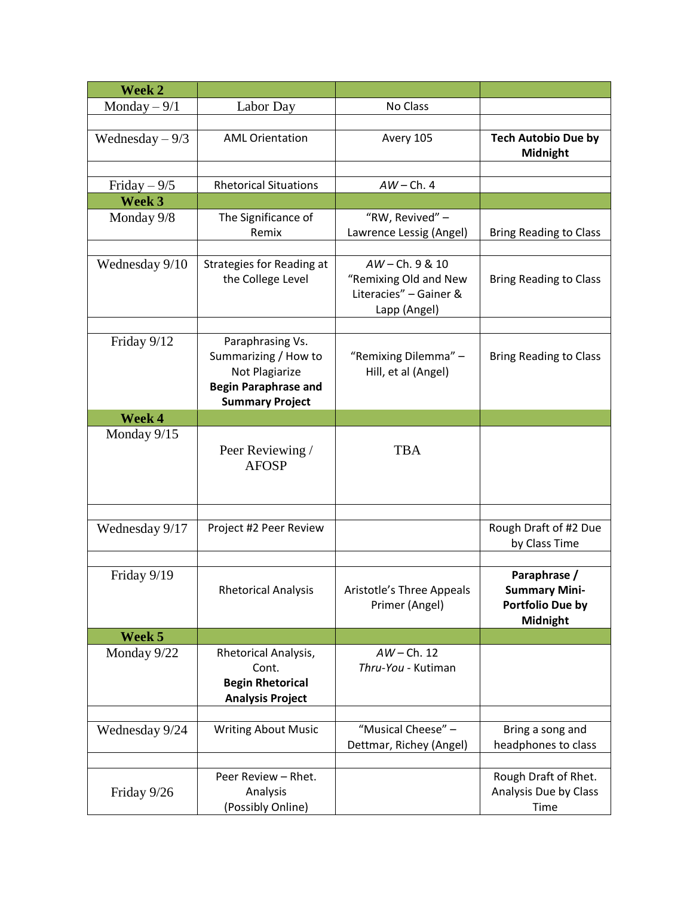| Week 2 | | | |
|---|---|---|---|
| Monday – 9/1 | Labor Day | No Class | |
| Wednesday – 9/3 | AML Orientation | Avery 105 | **Tech Autobio Due by Midnight** |
| Friday – 9/5 | Rhetorical Situations | *AW* – Ch. 4 | |
| **Week 3** | | | |
| Monday 9/8 | The Significance of Remix | "RW, Revived" – Lawrence Lessig (Angel) | Bring Reading to Class |
| Wednesday 9/10 | Strategies for Reading at the College Level | *AW* – Ch. 9 & 10 "Remixing Old and New Literacies" – Gainer & Lapp (Angel) | Bring Reading to Class |
| Friday 9/12 | Paraphrasing Vs. Summarizing / How to Not Plagiarize **Begin Paraphrase and Summary Project** | "Remixing Dilemma" – Hill, et al (Angel) | Bring Reading to Class |
| **Week 4** | | | |
| Monday 9/15 | Peer Reviewing / AFOSP | TBA | |
| Wednesday 9/17 | Project #2 Peer Review | | Rough Draft of #2 Due by Class Time |
| Friday 9/19 | Rhetorical Analysis | Aristotle's Three Appeals Primer (Angel) | **Paraphrase / Summary Mini-Portfolio Due by Midnight** |
| **Week 5** | | | |
| Monday 9/22 | Rhetorical Analysis, Cont. **Begin Rhetorical Analysis Project** | *AW* – Ch. 12 *Thru-You* - Kutiman | |
| Wednesday 9/24 | Writing About Music | "Musical Cheese" – Dettmar, Richey (Angel) | Bring a song and headphones to class |
| Friday 9/26 | Peer Review – Rhet. Analysis (Possibly Online) | | Rough Draft of Rhet. Analysis Due by Class Time |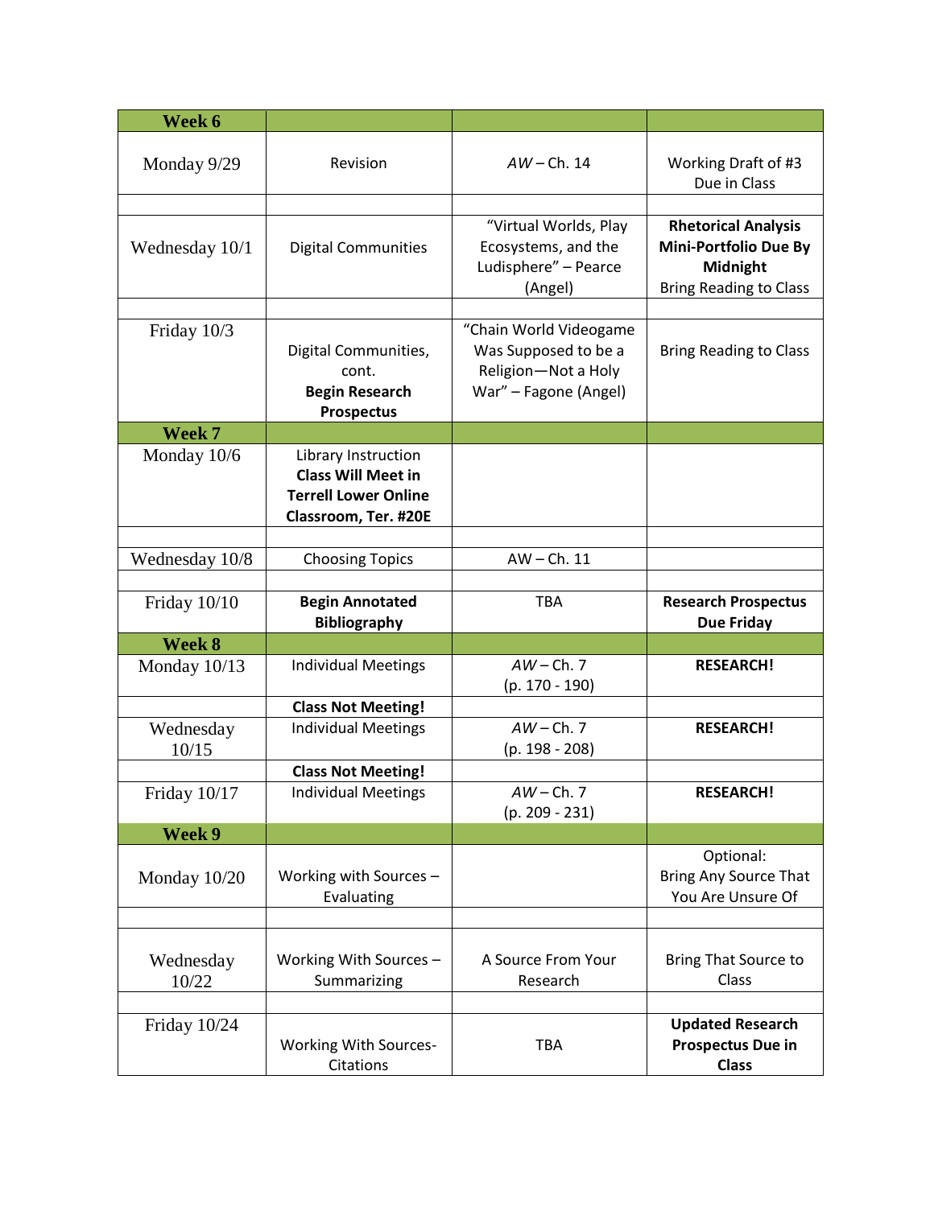| Week 6 | | | |
|---|---|---|---|
| Monday 9/29 | Revision | *AW* – Ch. 14 | Working Draft of #3 Due in Class |
| | | | |
| Wednesday 10/1 | Digital Communities | "Virtual Worlds, Play Ecosystems, and the Ludisphere" – Pearce (Angel) | **Rhetorical Analysis Mini-Portfolio Due By Midnight** Bring Reading to Class |
| | | | |
| Friday 10/3 | Digital Communities, cont. **Begin Research Prospectus** | "Chain World Videogame Was Supposed to be a Religion—Not a Holy War" – Fagone (Angel) | Bring Reading to Class |
| **Week 7** | | | |
| Monday 10/6 | Library Instruction **Class Will Meet in Terrell Lower Online Classroom, Ter. #20E** | | |
| | | | |
| Wednesday 10/8 | Choosing Topics | AW – Ch. 11 | |
| | | | |
| Friday 10/10 | **Begin Annotated Bibliography** | TBA | **Research Prospectus Due Friday** |
| **Week 8** | | | |
| Monday 10/13 | Individual Meetings | *AW* – Ch. 7 (p. 170 - 190) | **RESEARCH!** |
| | **Class Not Meeting!** | | |
| Wednesday 10/15 | Individual Meetings | *AW* – Ch. 7 (p. 198 - 208) | **RESEARCH!** |
| | **Class Not Meeting!** | | |
| Friday 10/17 | Individual Meetings | *AW* – Ch. 7 (p. 209 - 231) | **RESEARCH!** |
| **Week 9** | | | |
| Monday 10/20 | Working with Sources – Evaluating | | Optional: Bring Any Source That You Are Unsure Of |
| | | | |
| Wednesday 10/22 | Working With Sources – Summarizing | A Source From Your Research | Bring That Source to Class |
| | | | |
| Friday 10/24 | Working With Sources-Citations | TBA | **Updated Research Prospectus Due in Class** |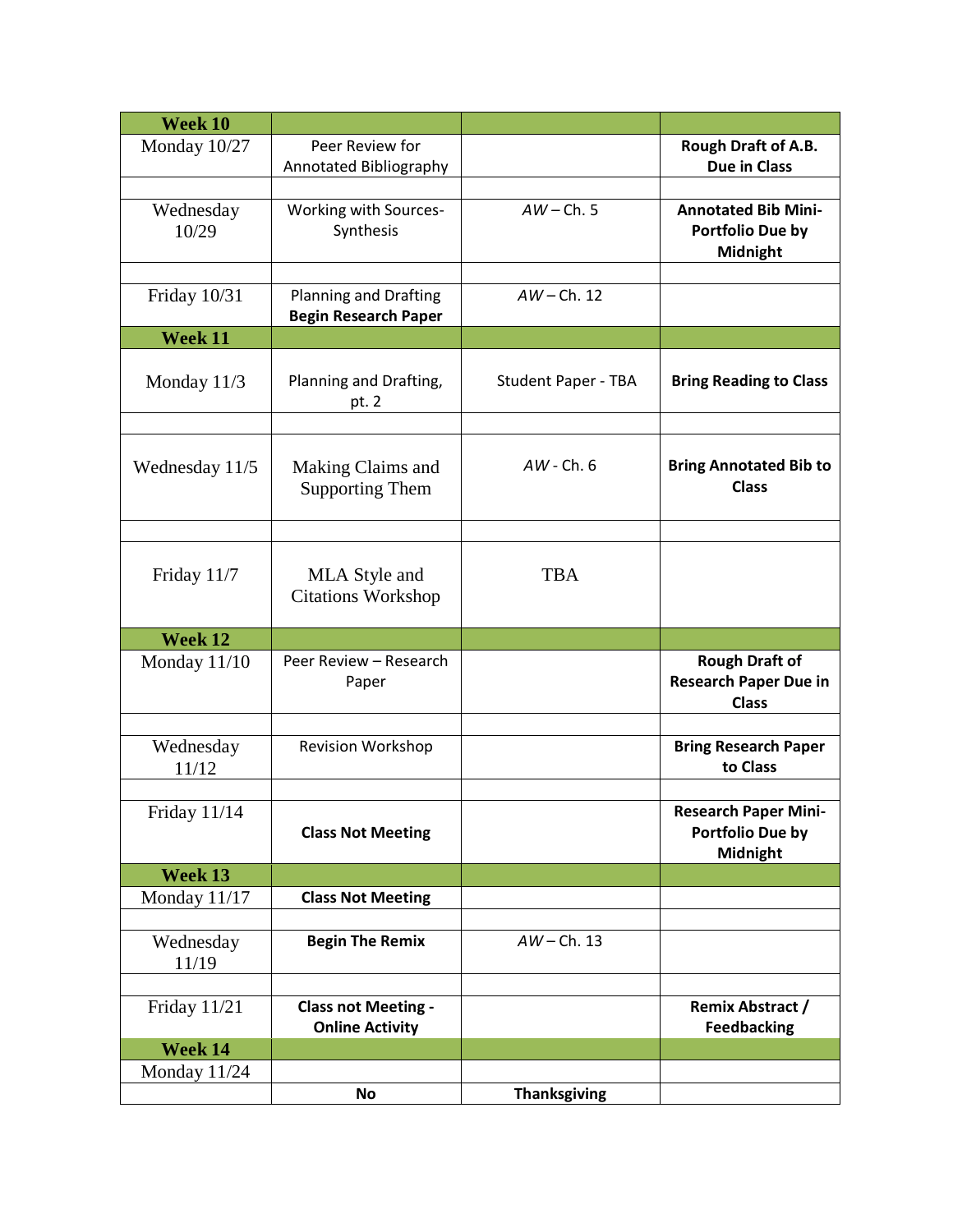| Week 10 | | | |
|---|---|---|---|
| Monday 10/27 | Peer Review for Annotated Bibliography | | **Rough Draft of A.B. Due in Class** |
| | | | |
| Wednesday 10/29 | Working with Sources- Synthesis | *AW* – Ch. 5 | **Annotated Bib Mini-Portfolio Due by Midnight** |
| | | | |
| Friday 10/31 | Planning and Drafting **Begin Research Paper** | *AW* – Ch. 12 | |
| **Week 11** | | | |
| Monday 11/3 | Planning and Drafting, pt. 2 | Student Paper - TBA | **Bring Reading to Class** |
| | | | |
| Wednesday 11/5 | Making Claims and Supporting Them | *AW* - Ch. 6 | **Bring Annotated Bib to Class** |
| | | | |
| Friday 11/7 | MLA Style and Citations Workshop | TBA | |
| **Week 12** | | | |
| Monday 11/10 | Peer Review – Research Paper | | **Rough Draft of Research Paper Due in Class** |
| | | | |
| Wednesday 11/12 | Revision Workshop | | **Bring Research Paper to Class** |
| | | | |
| Friday 11/14 | **Class Not Meeting** | | **Research Paper Mini-Portfolio Due by Midnight** |
| **Week 13** | | | |
| Monday 11/17 | **Class Not Meeting** | | |
| | | | |
| Wednesday 11/19 | **Begin The Remix** | *AW* – Ch. 13 | |
| | | | |
| Friday 11/21 | **Class not Meeting - Online Activity** | | **Remix Abstract / Feedbacking** |
| **Week 14** | | | |
| Monday 11/24 | | | |
| | **No** | **Thanksgiving** | |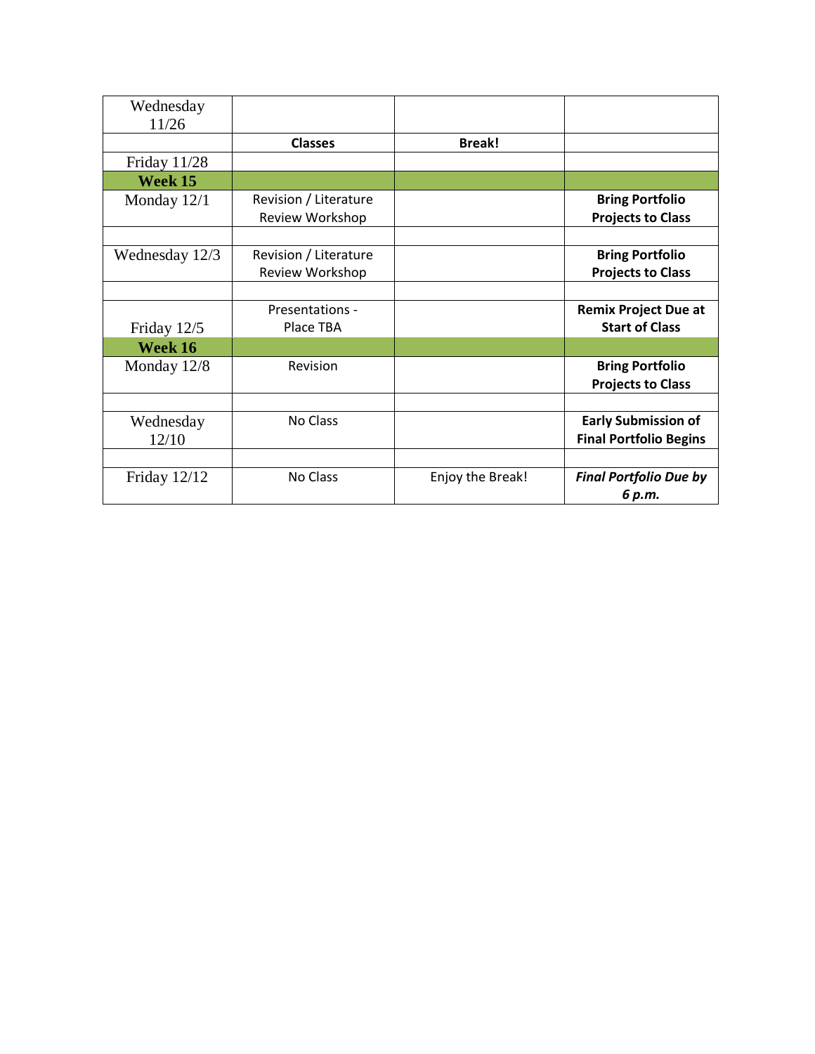| | | | |
|---|---|---|---|
| Wednesday 11/26 | | | |
| | **Classes** | **Break!** | |
| Friday 11/28 | | | |
| **Week 15** | | | |
| Monday 12/1 | Revision / Literature Review Workshop | | **Bring Portfolio Projects to Class** |
| | | | |
| Wednesday 12/3 | Revision / Literature Review Workshop | | **Bring Portfolio Projects to Class** |
| | | | |
| Friday 12/5 | Presentations - Place TBA | | **Remix Project Due at Start of Class** |
| **Week 16** | | | |
| Monday 12/8 | Revision | | **Bring Portfolio Projects to Class** |
| | | | |
| Wednesday 12/10 | No Class | | **Early Submission of Final Portfolio Begins** |
| | | | |
| Friday 12/12 | No Class | Enjoy the Break! | ***Final Portfolio Due by 6 p.m.*** |